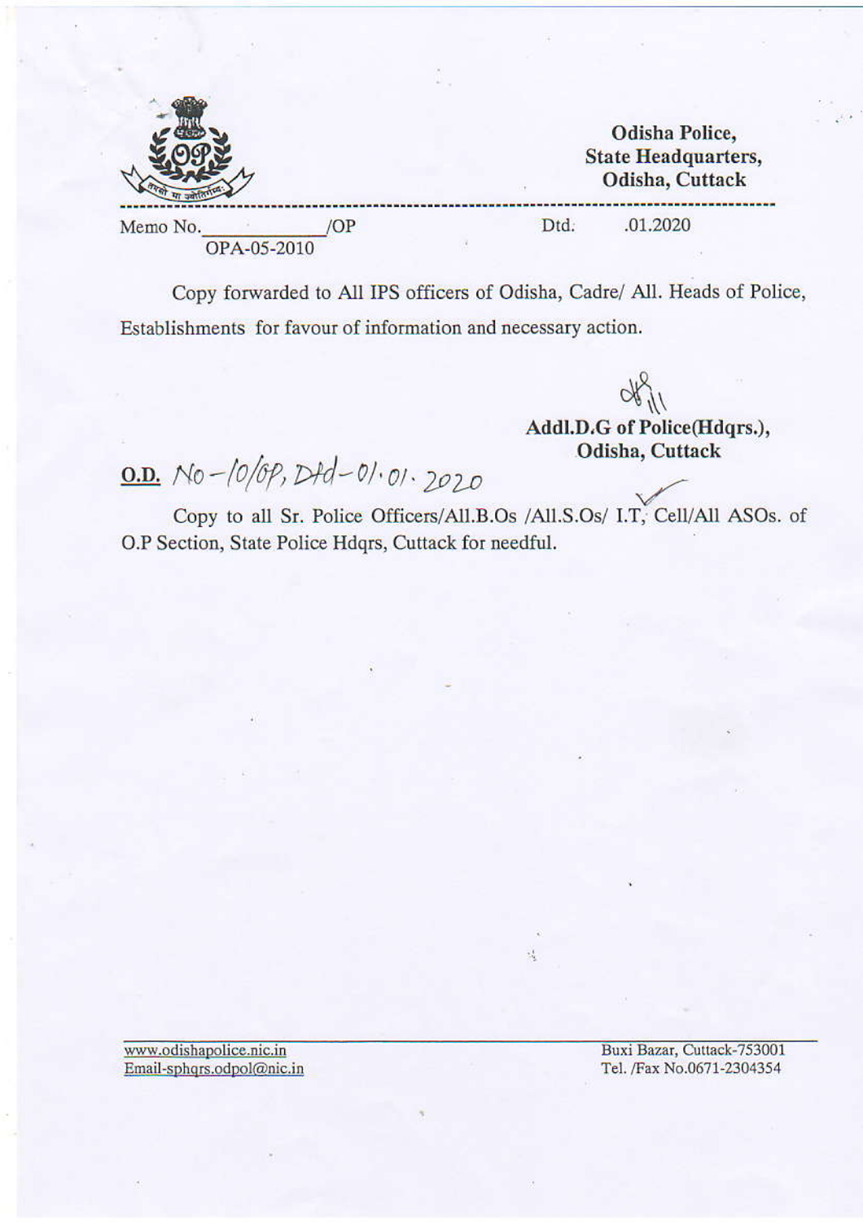**Odisha Police,**
**State Headquarters,**
**Odisha, Cuttack**

Memo No.\_\_\_\_\_\_\_\_\_\_/OP
OPA-05-2010

Dtd: .01.2020

Copy forwarded to All IPS officers of Odisha, Cadre/ All. Heads of Police, Establishments for favour of information and necessary action.

**Addl.D.G of Police(Hdqrs.),**
**Odisha, Cuttack**

**O.D.** No-10/OP, Dtd-01.01.2020

Copy to all Sr. Police Officers/All.B.Os /All.S.Os/ I.T, Cell/All ASOs. of O.P Section, State Police Hdqrs, Cuttack for needful.

www.odishapolice.nic.in
Email-sphqrs.odpol@nic.in

Buxi Bazar, Cuttack-753001
Tel. /Fax No.0671-2304354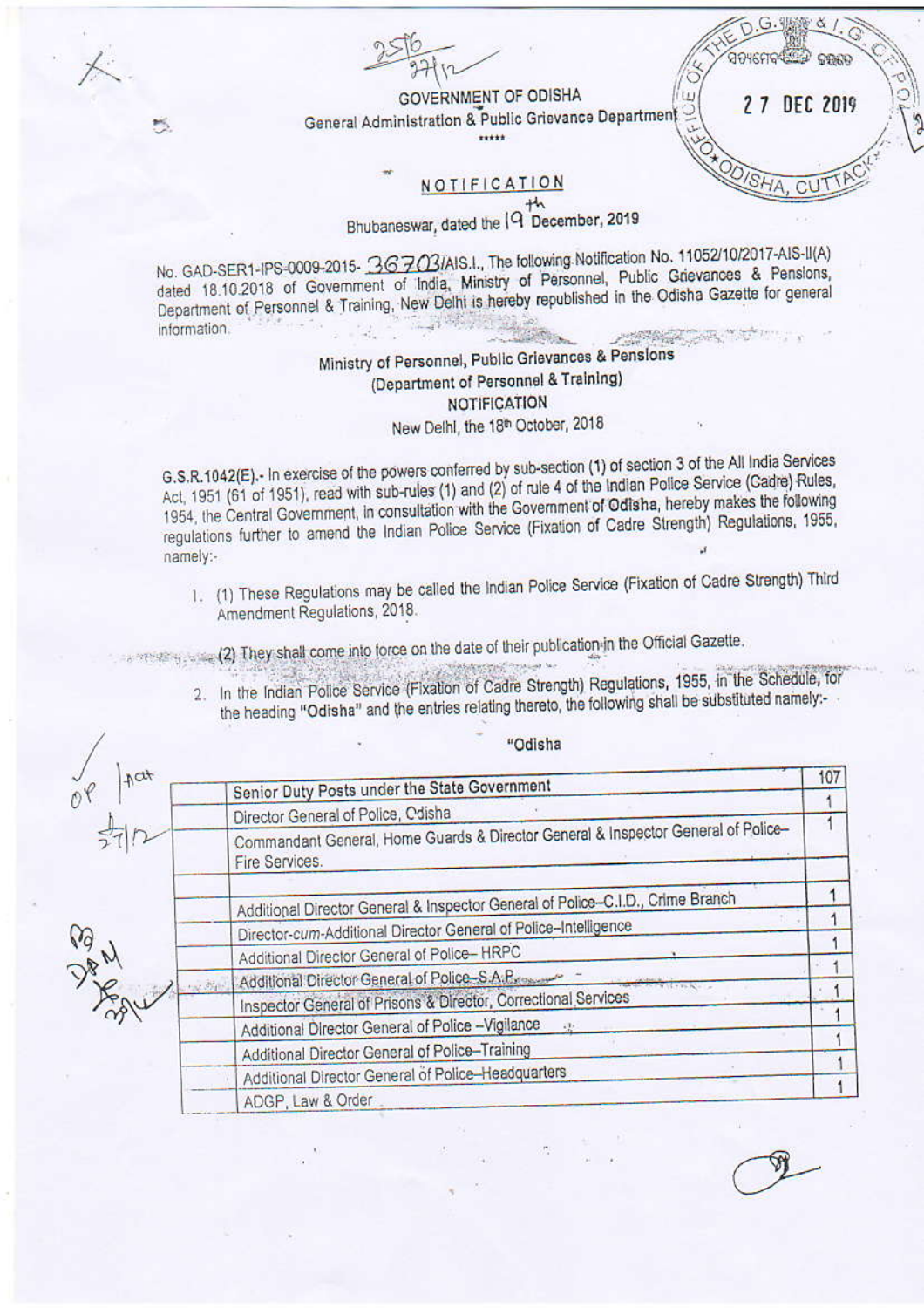GOVERNMENT OF ODISHA
General Administration & Public Grievance Department

\*\*\*\*\*

## NOTIFICATION

Bhubaneswar, dated the 19th December, 2019

No. GAD-SER1-IPS-0009-2015- 36703/AIS.I., The following Notification No. 11052/10/2017-AIS-II(A) dated 18.10.2018 of Government of India, Ministry of Personnel, Public Grievances & Pensions, Department of Personnel & Training, New Delhi is hereby republished in the Odisha Gazette for general information.

### Ministry of Personnel, Public Grievances & Pensions
### (Department of Personnel & Training)
### NOTIFICATION

New Delhi, the 18th October, 2018

G.S.R.1042(E).- In exercise of the powers conferred by sub-section (1) of section 3 of the All India Services Act, 1951 (61 of 1951), read with sub-rules (1) and (2) of rule 4 of the Indian Police Service (Cadre) Rules, 1954, the Central Government, in consultation with the Government of Odisha, hereby makes the following regulations further to amend the Indian Police Service (Fixation of Cadre Strength) Regulations, 1955, namely:-

1. (1) These Regulations may be called the Indian Police Service (Fixation of Cadre Strength) Third Amendment Regulations, 2018.

   (2) They shall come into force on the date of their publication in the Official Gazette.

2. In the Indian Police Service (Fixation of Cadre Strength) Regulations, 1955, in the Schedule, for the heading "Odisha" and the entries relating thereto, the following shall be substituted namely:-

"Odisha

| | | |
|---|---|---|
| | Senior Duty Posts under the State Government | 107 |
| | Director General of Police, Odisha | 1 |
| | Commandant General, Home Guards & Director General & Inspector General of Police–Fire Services. | 1 |
| | | |
| | Additional Director General & Inspector General of Police–C.I.D., Crime Branch | 1 |
| | Director-*cum*-Additional Director General of Police–Intelligence | 1 |
| | Additional Director General of Police– HRPC | 1 |
| | Additional Director General of Police–S.A.P. | 1 |
| | Inspector General of Prisons & Director, Correctional Services | 1 |
| | Additional Director General of Police –Vigilance | 1 |
| | Additional Director General of Police–Training | 1 |
| | Additional Director General of Police–Headquarters | 1 |
| | ADGP, Law & Order | 1 |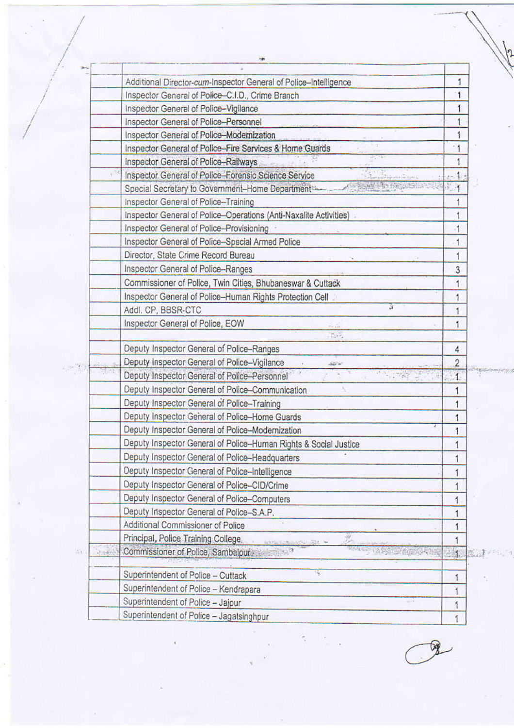| | | |
|---|---|---|
| | Additional Director-*cum*-Inspector General of Police–Intelligence | 1 |
| | Inspector General of Police–C.I.D., Crime Branch | 1 |
| | Inspector General of Police–Vigilance | 1 |
| | Inspector General of Police–Personnel | 1 |
| | Inspector General of Police–Modernization | 1 |
| | Inspector General of Police–Fire Services & Home Guards | 1 |
| | Inspector General of Police–Railways | 1 |
| | Inspector General of Police–Forensic Science Service | 1 |
| | Special Secretary to Government–Home Department | 1 |
| | Inspector General of Police–Training | 1 |
| | Inspector General of Police–Operations (Anti-Naxalite Activities) | 1 |
| | Inspector General of Police–Provisioning | 1 |
| | Inspector General of Police–Special Armed Police | 1 |
| | Director, State Crime Record Bureau | 1 |
| | Inspector General of Police–Ranges | 3 |
| | Commissioner of Police, Twin Cities, Bhubaneswar & Cuttack | 1 |
| | Inspector General of Police–Human Rights Protection Cell | 1 |
| | Addl. CP, BBSR-CTC | 1 |
| | Inspector General of Police, EOW | 1 |
| | | |
| | Deputy Inspector General of Police–Ranges | 4 |
| | Deputy Inspector General of Police–Vigilance | 2 |
| | Deputy Inspector General of Police–Personnel | 1 |
| | Deputy Inspector General of Police–Communication | 1 |
| | Deputy Inspector General of Police–Training | 1 |
| | Deputy Inspector General of Police–Home Guards | 1 |
| | Deputy Inspector General of Police–Modernization | 1 |
| | Deputy Inspector General of Police–Human Rights & Social Justice | 1 |
| | Deputy Inspector General of Police–Headquarters | 1 |
| | Deputy Inspector General of Police–Intelligence | 1 |
| | Deputy Inspector General of Police–CID/Crime | 1 |
| | Deputy Inspector General of Police–Computers | 1 |
| | Deputy Inspector General of Police–S.A.P. | 1 |
| | Additional Commissioner of Police | 1 |
| | Principal, Police Training College | 1 |
| | Commissioner of Police, Sambalpur | 1 |
| | | |
| | Superintendent of Police – Cuttack | 1 |
| | Superintendent of Police – Kendrapara | 1 |
| | Superintendent of Police – Jajpur | 1 |
| | Superintendent of Police – Jagatsinghpur | 1 |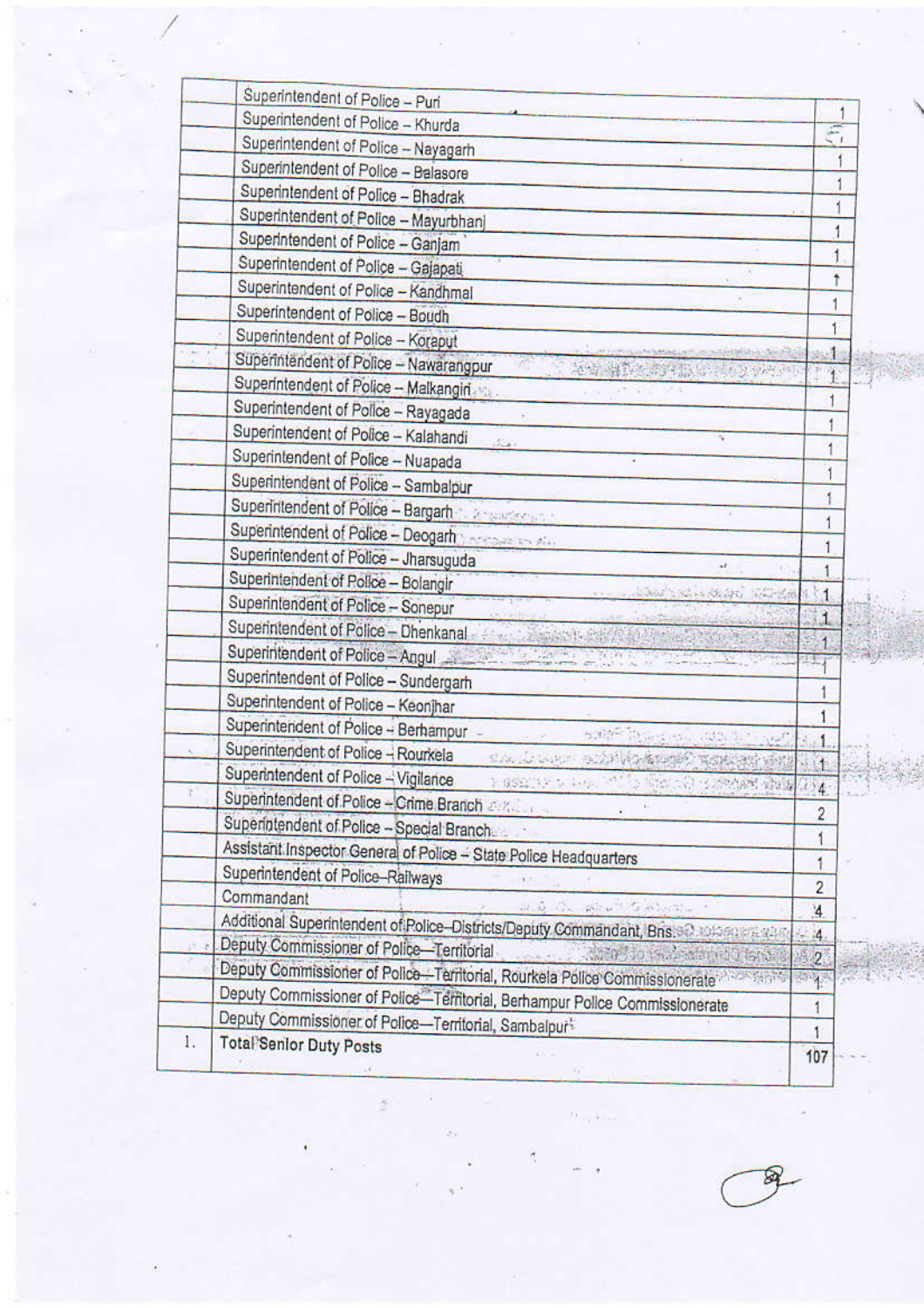| | | |
|---|---|---|
| | Superintendent of Police – Puri | 1 |
| | Superintendent of Police – Khurda | 1 |
| | Superintendent of Police – Nayagarh | 1 |
| | Superintendent of Police – Balasore | 1 |
| | Superintendent of Police – Bhadrak | 1 |
| | Superintendent of Police – Mayurbhanj | 1 |
| | Superintendent of Police – Ganjam | 1 |
| | Superintendent of Police – Gajapati | 1 |
| | Superintendent of Police – Kandhmal | 1 |
| | Superintendent of Police – Boudh | 1 |
| | Superintendent of Police – Koraput | 1 |
| | Superintendent of Police – Nawarangpur | 1 |
| | Superintendent of Police – Malkangiri | 1 |
| | Superintendent of Police – Rayagada | 1 |
| | Superintendent of Police – Kalahandi | 1 |
| | Superintendent of Police – Nuapada | 1 |
| | Superintendent of Police – Sambalpur | 1 |
| | Superintendent of Police – Bargarh | 1 |
| | Superintendent of Police – Deogarh | 1 |
| | Superintendent of Police – Jharsuguda | 1 |
| | Superintendent of Police – Bolangir | 1 |
| | Superintendent of Police – Sonepur | 1 |
| | Superintendent of Police – Dhenkanal | 1 |
| | Superintendent of Police – Angul | 1 |
| | Superintendent of Police – Sundergarh | 1 |
| | Superintendent of Police – Keonjhar | 1 |
| | Superintendent of Police – Berhampur | 1 |
| | Superintendent of Police – Rourkela | 1 |
| | Superintendent of Police – Vigilance | 4 |
| | Superintendent of Police – Crime Branch | 2 |
| | Superintendent of Police – Special Branch | 1 |
| | Assistant Inspector General of Police – State Police Headquarters | 1 |
| | Superintendent of Police–Railways | 2 |
| | Commandant | 4 |
| | Additional Superintendent of Police–Districts/Deputy Commandant, Bns. | 4 |
| | Deputy Commissioner of Police—Territorial | 2 |
| | Deputy Commissioner of Police—Territorial, Rourkela Police Commissionerate | 1 |
| | Deputy Commissioner of Police—Territorial, Berhampur Police Commissionerate | 1 |
| | Deputy Commissioner of Police—Territorial, Sambalpur | 1 |
| 1. | **Total Senior Duty Posts** | 107 |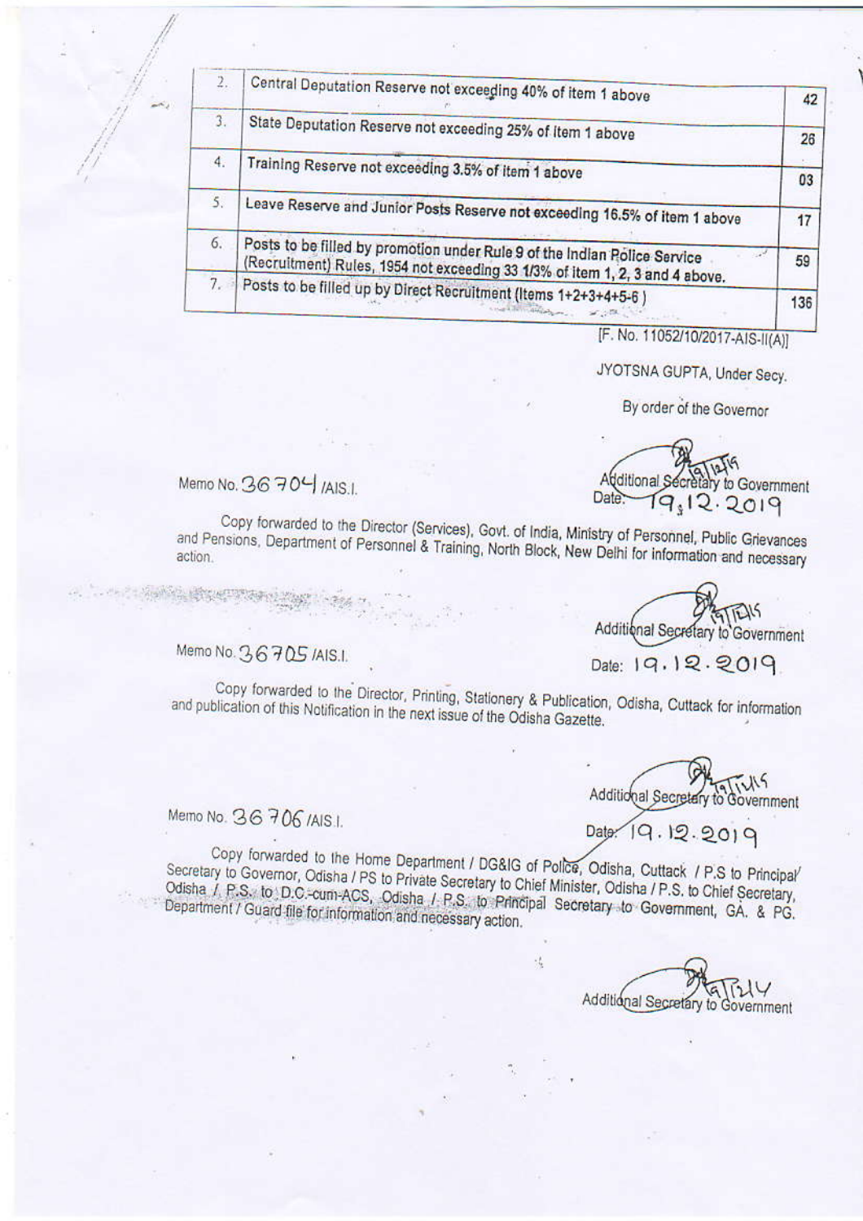| | | |
|---|---|---|
| 2. | Central Deputation Reserve not exceeding 40% of item 1 above | 42 |
| 3. | State Deputation Reserve not exceeding 25% of item 1 above | 26 |
| 4. | Training Reserve not exceeding 3.5% of item 1 above | 03 |
| 5. | Leave Reserve and Junior Posts Reserve not exceeding 16.5% of item 1 above | 17 |
| 6. | Posts to be filled by promotion under Rule 9 of the Indian Police Service (Recruitment) Rules, 1954 not exceeding 33 1/3% of item 1, 2, 3 and 4 above. | 59 |
| 7. | Posts to be filled up by Direct Recruitment (Items 1+2+3+4+5-6 ) | 136 |

[F. No. 11052/10/2017-AIS-II(A)]

JYOTSNA GUPTA, Under Secy.

By order of the Governor

Additional Secretary to Government

Memo No. 36704 /AIS.I. Date: 19.12.2019

Copy forwarded to the Director (Services), Govt. of India, Ministry of Personnel, Public Grievances and Pensions, Department of Personnel & Training, North Block, New Delhi for information and necessary action.

Additional Secretary to Government

Memo No. 36705 /AIS.I. Date: 19.12.2019

Copy forwarded to the Director, Printing, Stationery & Publication, Odisha, Cuttack for information and publication of this Notification in the next issue of the Odisha Gazette.

Additional Secretary to Government

Memo No. 36706 /AIS.I. Date: 19.12.2019

Copy forwarded to the Home Department / DG&IG of Police, Odisha, Cuttack / P.S to Principal Secretary to Governor, Odisha / PS to Private Secretary to Chief Minister, Odisha / P.S. to Chief Secretary, Odisha / P.S. to D.C.-cum-ACS, Odisha / P.S. to Principal Secretary to Government, GA. & PG. Department / Guard file for information and necessary action.

Additional Secretary to Government